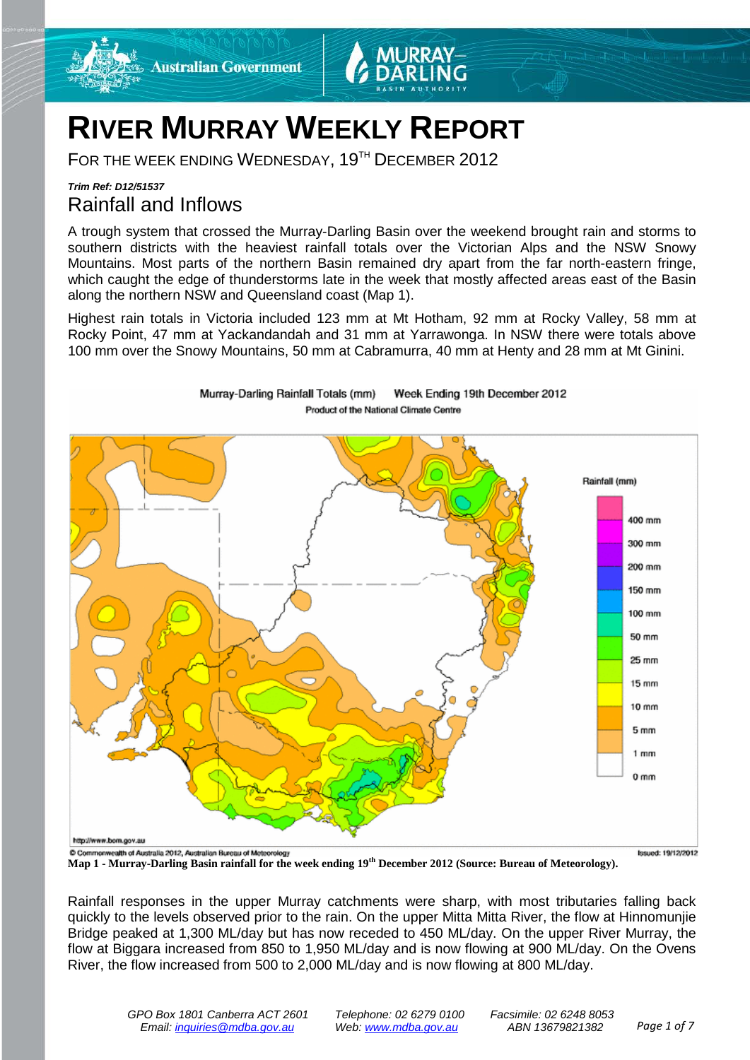# RIVER MURRAY WEEKLY REPORT

FOR THE WEEK ENDING WEDNESDAY, 19TH DECEMBER 2012

***Trim Ref: D12/51537***

## Rainfall and Inflows

A trough system that crossed the Murray-Darling Basin over the weekend brought rain and storms to southern districts with the heaviest rainfall totals over the Victorian Alps and the NSW Snowy Mountains. Most parts of the northern Basin remained dry apart from the far north-eastern fringe, which caught the edge of thunderstorms late in the week that mostly affected areas east of the Basin along the northern NSW and Queensland coast (Map 1).

Highest rain totals in Victoria included 123 mm at Mt Hotham, 92 mm at Rocky Valley, 58 mm at Rocky Point, 47 mm at Yackandandah and 31 mm at Yarrawonga. In NSW there were totals above 100 mm over the Snowy Mountains, 50 mm at Cabramurra, 40 mm at Henty and 28 mm at Mt Ginini.

**Map 1 - Murray-Darling Basin rainfall for the week ending 19th December 2012 (Source: Bureau of Meteorology).**

Rainfall responses in the upper Murray catchments were sharp, with most tributaries falling back quickly to the levels observed prior to the rain. On the upper Mitta Mitta River, the flow at Hinnomunjie Bridge peaked at 1,300 ML/day but has now receded to 450 ML/day. On the upper River Murray, the flow at Biggara increased from 850 to 1,950 ML/day and is now flowing at 900 ML/day. On the Ovens River, the flow increased from 500 to 2,000 ML/day and is now flowing at 800 ML/day.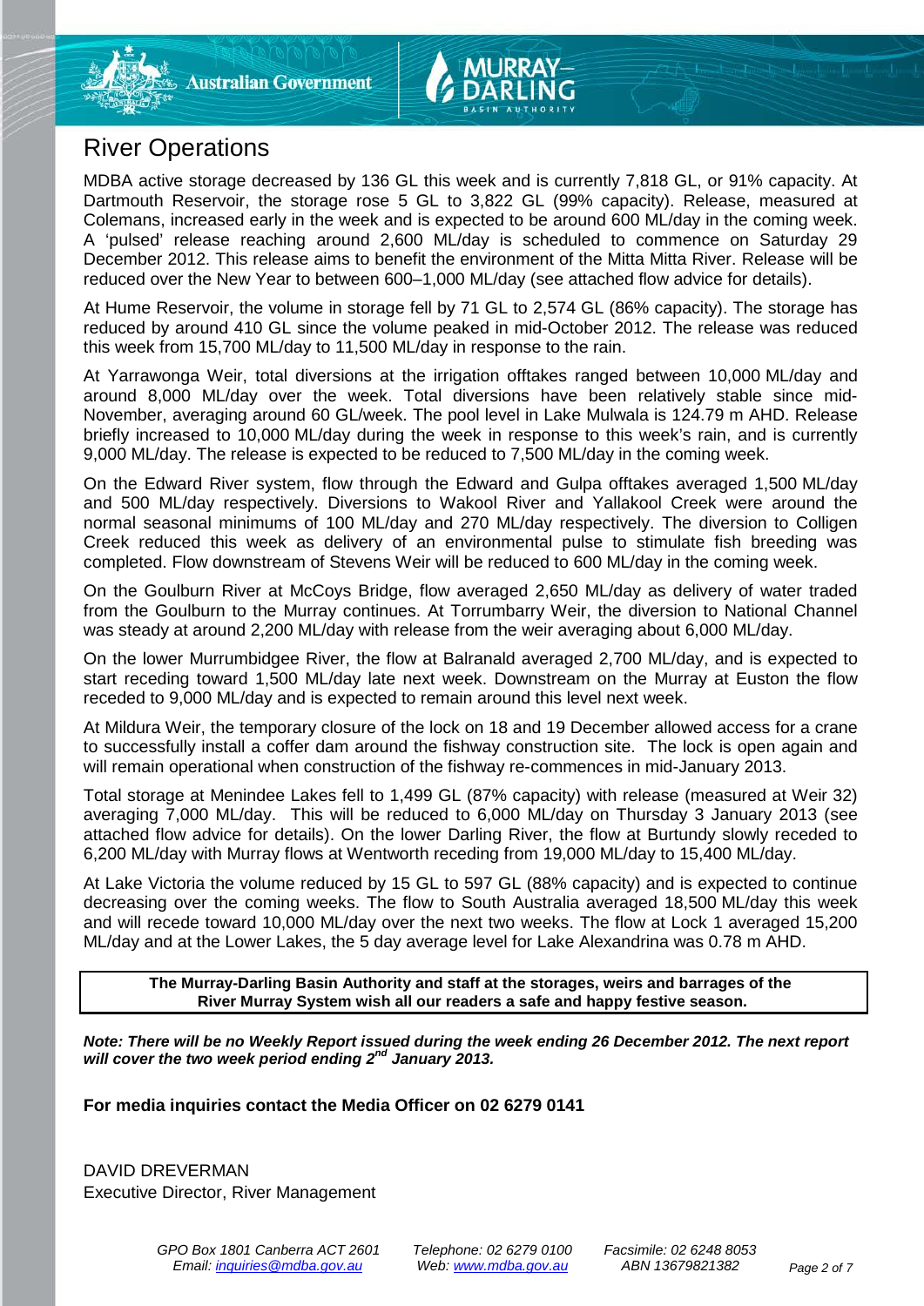# River Operations

MDBA active storage decreased by 136 GL this week and is currently 7,818 GL, or 91% capacity. At Dartmouth Reservoir, the storage rose 5 GL to 3,822 GL (99% capacity). Release, measured at Colemans, increased early in the week and is expected to be around 600 ML/day in the coming week. A 'pulsed' release reaching around 2,600 ML/day is scheduled to commence on Saturday 29 December 2012. This release aims to benefit the environment of the Mitta Mitta River. Release will be reduced over the New Year to between 600–1,000 ML/day (see attached flow advice for details).

At Hume Reservoir, the volume in storage fell by 71 GL to 2,574 GL (86% capacity). The storage has reduced by around 410 GL since the volume peaked in mid-October 2012. The release was reduced this week from 15,700 ML/day to 11,500 ML/day in response to the rain.

At Yarrawonga Weir, total diversions at the irrigation offtakes ranged between 10,000 ML/day and around 8,000 ML/day over the week. Total diversions have been relatively stable since mid-November, averaging around 60 GL/week. The pool level in Lake Mulwala is 124.79 m AHD. Release briefly increased to 10,000 ML/day during the week in response to this week's rain, and is currently 9,000 ML/day. The release is expected to be reduced to 7,500 ML/day in the coming week.

On the Edward River system, flow through the Edward and Gulpa offtakes averaged 1,500 ML/day and 500 ML/day respectively. Diversions to Wakool River and Yallakool Creek were around the normal seasonal minimums of 100 ML/day and 270 ML/day respectively. The diversion to Colligen Creek reduced this week as delivery of an environmental pulse to stimulate fish breeding was completed. Flow downstream of Stevens Weir will be reduced to 600 ML/day in the coming week.

On the Goulburn River at McCoys Bridge, flow averaged 2,650 ML/day as delivery of water traded from the Goulburn to the Murray continues. At Torrumbarry Weir, the diversion to National Channel was steady at around 2,200 ML/day with release from the weir averaging about 6,000 ML/day.

On the lower Murrumbidgee River, the flow at Balranald averaged 2,700 ML/day, and is expected to start receding toward 1,500 ML/day late next week. Downstream on the Murray at Euston the flow receded to 9,000 ML/day and is expected to remain around this level next week.

At Mildura Weir, the temporary closure of the lock on 18 and 19 December allowed access for a crane to successfully install a coffer dam around the fishway construction site. The lock is open again and will remain operational when construction of the fishway re-commences in mid-January 2013.

Total storage at Menindee Lakes fell to 1,499 GL (87% capacity) with release (measured at Weir 32) averaging 7,000 ML/day. This will be reduced to 6,000 ML/day on Thursday 3 January 2013 (see attached flow advice for details). On the lower Darling River, the flow at Burtundy slowly receded to 6,200 ML/day with Murray flows at Wentworth receding from 19,000 ML/day to 15,400 ML/day.

At Lake Victoria the volume reduced by 15 GL to 597 GL (88% capacity) and is expected to continue decreasing over the coming weeks. The flow to South Australia averaged 18,500 ML/day this week and will recede toward 10,000 ML/day over the next two weeks. The flow at Lock 1 averaged 15,200 ML/day and at the Lower Lakes, the 5 day average level for Lake Alexandrina was 0.78 m AHD.

**The Murray-Darling Basin Authority and staff at the storages, weirs and barrages of the River Murray System wish all our readers a safe and happy festive season.**

***Note: There will be no Weekly Report issued during the week ending 26 December 2012. The next report will cover the two week period ending 2nd January 2013.***

**For media inquiries contact the Media Officer on 02 6279 0141**

DAVID DREVERMAN
Executive Director, River Management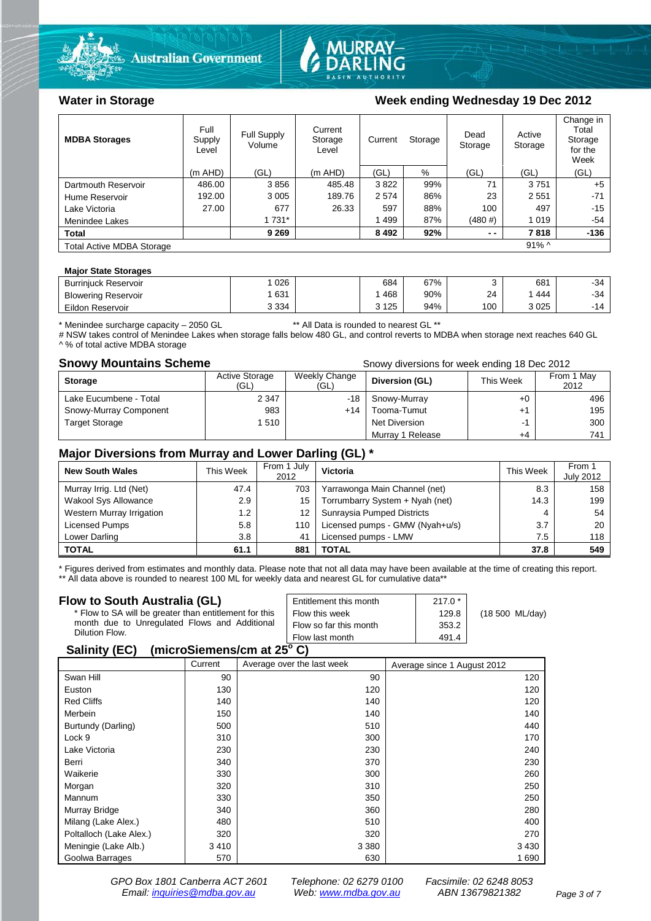## Water in Storage

**Week ending Wednesday 19 Dec 2012**

| MDBA Storages | Full Supply Level | Full Supply Volume | Current Storage Level | Current Storage | | Dead Storage | Active Storage | Change in Total Storage for the Week |
|---|---|---|---|---|---|---|---|---|
| | (m AHD) | (GL) | (m AHD) | (GL) | % | (GL) | (GL) | (GL) |
| Dartmouth Reservoir | 486.00 | 3 856 | 485.48 | 3 822 | 99% | 71 | 3 751 | +5 |
| Hume Reservoir | 192.00 | 3 005 | 189.76 | 2 574 | 86% | 23 | 2 551 | -71 |
| Lake Victoria | 27.00 | 677 | 26.33 | 597 | 88% | 100 | 497 | -15 |
| Menindee Lakes | | 1 731* | | 1 499 | 87% | (480 #) | 1 019 | -54 |
| **Total** | | **9 269** | | **8 492** | **92%** | **- -** | **7 818** | **-136** |
| Total Active MDBA Storage | | | | | | | 91% ^ | |

**Major State Storages**

| | | | | | | | |
|---|---|---|---|---|---|---|---|
| Burrinjuck Reservoir | 1 026 | | 684 | 67% | 3 | 681 | -34 |
| Blowering Reservoir | 1 631 | | 1 468 | 90% | 24 | 1 444 | -34 |
| Eildon Reservoir | 3 334 | | 3 125 | 94% | 100 | 3 025 | -14 |

\* Menindee surcharge capacity – 2050 GL ** All Data is rounded to nearest GL **
# NSW takes control of Menindee Lakes when storage falls below 480 GL, and control reverts to MDBA when storage next reaches 640 GL
^ % of total active MDBA storage

## Snowy Mountains Scheme

Snowy diversions for week ending 18 Dec 2012

| Storage | Active Storage (GL) | Weekly Change (GL) | Diversion (GL) | This Week | From 1 May 2012 |
|---|---|---|---|---|---|
| Lake Eucumbene - Total | 2 347 | -18 | Snowy-Murray | +0 | 496 |
| Snowy-Murray Component | 983 | +14 | Tooma-Tumut | +1 | 195 |
| Target Storage | 1 510 | | Net Diversion | -1 | 300 |
| | | | Murray 1 Release | +4 | 741 |

## Major Diversions from Murray and Lower Darling (GL) *

| New South Wales | This Week | From 1 July 2012 | Victoria | This Week | From 1 July 2012 |
|---|---|---|---|---|---|
| Murray Irrig. Ltd (Net) | 47.4 | 703 | Yarrawonga Main Channel (net) | 8.3 | 158 |
| Wakool Sys Allowance | 2.9 | 15 | Torrumbarry System + Nyah (net) | 14.3 | 199 |
| Western Murray Irrigation | 1.2 | 12 | Sunraysia Pumped Districts | 4 | 54 |
| Licensed Pumps | 5.8 | 110 | Licensed pumps - GMW (Nyah+u/s) | 3.7 | 20 |
| Lower Darling | 3.8 | 41 | Licensed pumps - LMW | 7.5 | 118 |
| **TOTAL** | **61.1** | **881** | **TOTAL** | **37.8** | **549** |

\* Figures derived from estimates and monthly data. Please note that not all data may have been available at the time of creating this report.
** All data above is rounded to nearest 100 ML for weekly data and nearest GL for cumulative data**

## Flow to South Australia (GL)

\* Flow to SA will be greater than entitlement for this month due to Unregulated Flows and Additional Dilution Flow.

| | | |
|---|---|---|
| Entitlement this month | 217.0 * | |
| Flow this week | 129.8 | (18 500 ML/day) |
| Flow so far this month | 353.2 | |
| Flow last month | 491.4 | |

## Salinity (EC) (microSiemens/cm at 25° C)

| | Current | Average over the last week | Average since 1 August 2012 |
|---|---|---|---|
| Swan Hill | 90 | 90 | 120 |
| Euston | 130 | 120 | 120 |
| Red Cliffs | 140 | 140 | 120 |
| Merbein | 150 | 140 | 140 |
| Burtundy (Darling) | 500 | 510 | 440 |
| Lock 9 | 310 | 300 | 170 |
| Lake Victoria | 230 | 230 | 240 |
| Berri | 340 | 370 | 230 |
| Waikerie | 330 | 300 | 260 |
| Morgan | 320 | 310 | 250 |
| Mannum | 330 | 350 | 250 |
| Murray Bridge | 340 | 360 | 280 |
| Milang (Lake Alex.) | 480 | 510 | 400 |
| Poltalloch (Lake Alex.) | 320 | 320 | 270 |
| Meningie (Lake Alb.) | 3 410 | 3 380 | 3 430 |
| Goolwa Barrages | 570 | 630 | 1 690 |

*GPO Box 1801 Canberra ACT 2601 Telephone: 02 6279 0100 Facsimile: 02 6248 8053*
*Email: inquiries@mdba.gov.au Web: www.mdba.gov.au ABN 13679821382*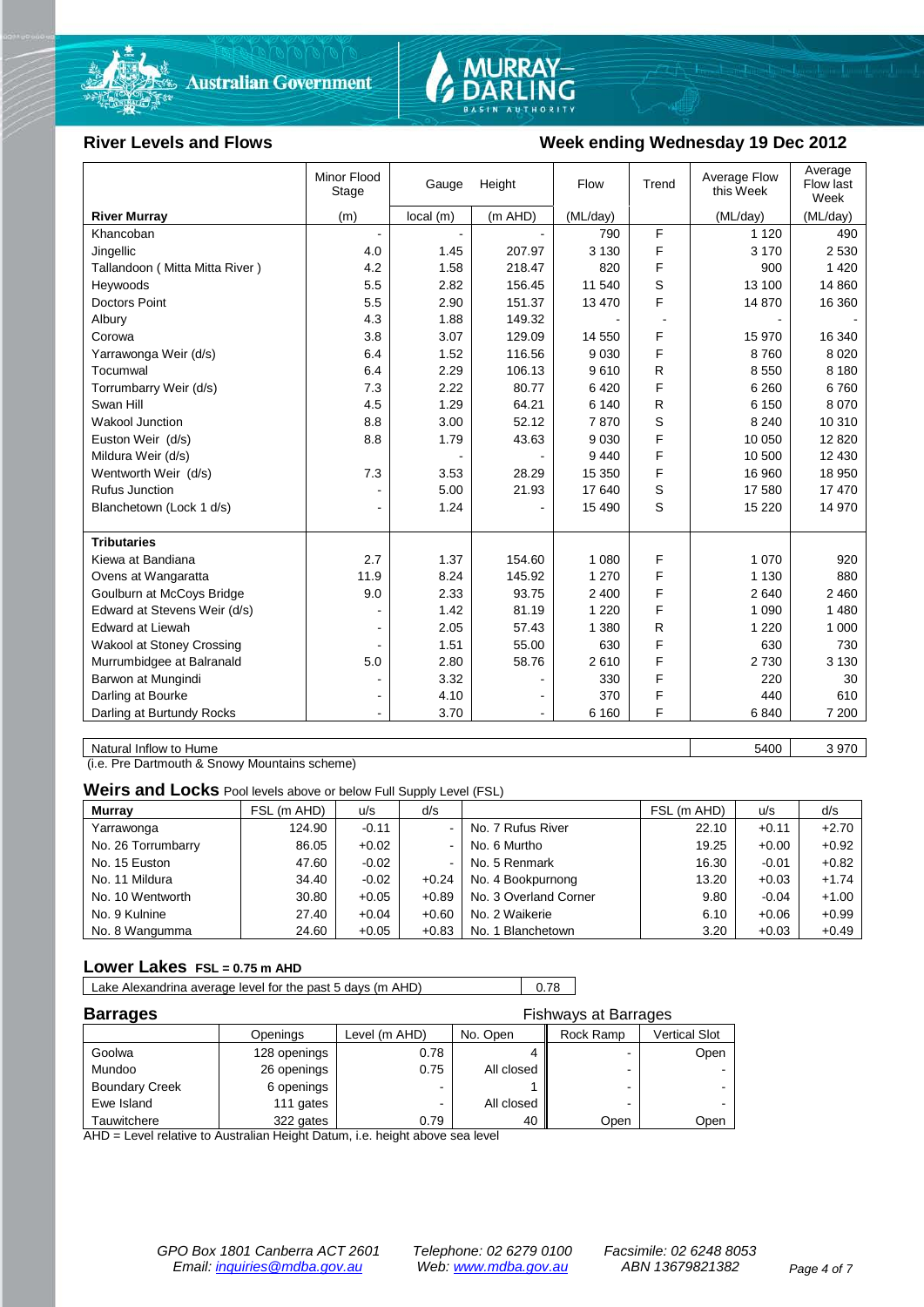## River Levels and Flows

## Week ending Wednesday 19 Dec 2012

| River Murray | Minor Flood Stage (m) | Gauge local (m) | Height (m AHD) | Flow (ML/day) | Trend | Average Flow this Week (ML/day) | Average Flow last Week (ML/day) |
|---|---|---|---|---|---|---|---|
| Khancoban | - | - | - | 790 | F | 1 120 | 490 |
| Jingellic | 4.0 | 1.45 | 207.97 | 3 130 | F | 3 170 | 2 530 |
| Tallandoon ( Mitta Mitta River ) | 4.2 | 1.58 | 218.47 | 820 | F | 900 | 1 420 |
| Heywoods | 5.5 | 2.82 | 156.45 | 11 540 | S | 13 100 | 14 860 |
| Doctors Point | 5.5 | 2.90 | 151.37 | 13 470 | F | 14 870 | 16 360 |
| Albury | 4.3 | 1.88 | 149.32 | - | - | - | - |
| Corowa | 3.8 | 3.07 | 129.09 | 14 550 | F | 15 970 | 16 340 |
| Yarrawonga Weir (d/s) | 6.4 | 1.52 | 116.56 | 9 030 | F | 8 760 | 8 020 |
| Tocumwal | 6.4 | 2.29 | 106.13 | 9 610 | R | 8 550 | 8 180 |
| Torrumbarry Weir (d/s) | 7.3 | 2.22 | 80.77 | 6 420 | F | 6 260 | 6 760 |
| Swan Hill | 4.5 | 1.29 | 64.21 | 6 140 | R | 6 150 | 8 070 |
| Wakool Junction | 8.8 | 3.00 | 52.12 | 7 870 | S | 8 240 | 10 310 |
| Euston Weir (d/s) | 8.8 | 1.79 | 43.63 | 9 030 | F | 10 050 | 12 820 |
| Mildura Weir (d/s) | | - | - | 9 440 | F | 10 500 | 12 430 |
| Wentworth Weir (d/s) | 7.3 | 3.53 | 28.29 | 15 350 | F | 16 960 | 18 950 |
| Rufus Junction | - | 5.00 | 21.93 | 17 640 | S | 17 580 | 17 470 |
| Blanchetown (Lock 1 d/s) | - | 1.24 | - | 15 490 | S | 15 220 | 14 970 |
| **Tributaries** | | | | | | | |
| Kiewa at Bandiana | 2.7 | 1.37 | 154.60 | 1 080 | F | 1 070 | 920 |
| Ovens at Wangaratta | 11.9 | 8.24 | 145.92 | 1 270 | F | 1 130 | 880 |
| Goulburn at McCoys Bridge | 9.0 | 2.33 | 93.75 | 2 400 | F | 2 640 | 2 460 |
| Edward at Stevens Weir (d/s) | - | 1.42 | 81.19 | 1 220 | F | 1 090 | 1 480 |
| Edward at Liewah | - | 2.05 | 57.43 | 1 380 | R | 1 220 | 1 000 |
| Wakool at Stoney Crossing | - | 1.51 | 55.00 | 630 | F | 630 | 730 |
| Murrumbidgee at Balranald | 5.0 | 2.80 | 58.76 | 2 610 | F | 2 730 | 3 130 |
| Barwon at Mungindi | - | 3.32 | - | 330 | F | 220 | 30 |
| Darling at Bourke | - | 4.10 | - | 370 | F | 440 | 610 |
| Darling at Burtundy Rocks | - | 3.70 | - | 6 160 | F | 6 840 | 7 200 |

| Natural Inflow to Hume | This Week | Last Week |
|---|---|---|
| Natural Inflow to Hume | 5400 | 3 970 |

(i.e. Pre Dartmouth & Snowy Mountains scheme)

### Weirs and Locks
Pool levels above or below Full Supply Level (FSL)

| Murray | FSL (m AHD) | u/s | d/s | | FSL (m AHD) | u/s | d/s |
|---|---|---|---|---|---|---|---|
| Yarrawonga | 124.90 | -0.11 | - | No. 7 Rufus River | 22.10 | +0.11 | +2.70 |
| No. 26 Torrumbarry | 86.05 | +0.02 | - | No. 6 Murtho | 19.25 | +0.00 | +0.92 |
| No. 15 Euston | 47.60 | -0.02 | - | No. 5 Renmark | 16.30 | -0.01 | +0.82 |
| No. 11 Mildura | 34.40 | -0.02 | +0.24 | No. 4 Bookpurnong | 13.20 | +0.03 | +1.74 |
| No. 10 Wentworth | 30.80 | +0.05 | +0.89 | No. 3 Overland Corner | 9.80 | -0.04 | +1.00 |
| No. 9 Kulnine | 27.40 | +0.04 | +0.60 | No. 2 Waikerie | 6.10 | +0.06 | +0.99 |
| No. 8 Wangumma | 24.60 | +0.05 | +0.83 | No. 1 Blanchetown | 3.20 | +0.03 | +0.49 |

### Lower Lakes FSL = 0.75 m AHD

| Lake Alexandrina average level for the past 5 days (m AHD) | 0.78 |
|---|---|

### Barrages

| | Openings | Level (m AHD) | No. Open | Fishways at Barrages: Rock Ramp | Fishways at Barrages: Vertical Slot |
|---|---|---|---|---|---|
| Goolwa | 128 openings | 0.78 | 4 | - | Open |
| Mundoo | 26 openings | 0.75 | All closed | - | - |
| Boundary Creek | 6 openings | - | 1 | - | - |
| Ewe Island | 111 gates | - | All closed | - | - |
| Tauwitchere | 322 gates | 0.79 | 40 | Open | Open |

AHD = Level relative to Australian Height Datum, i.e. height above sea level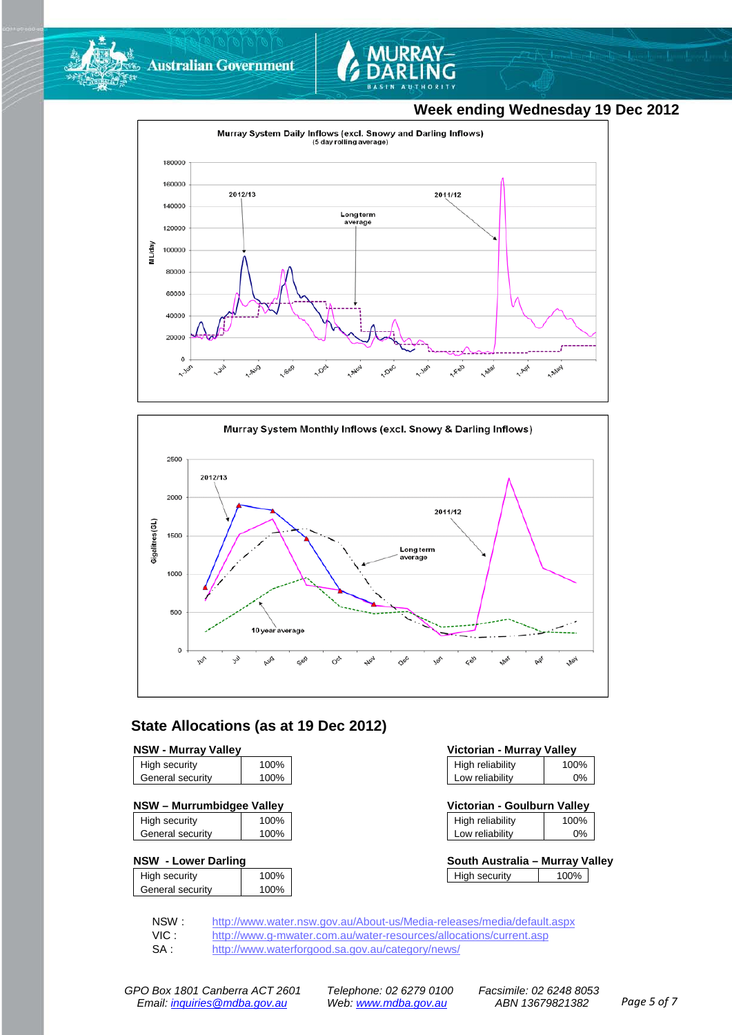**Week ending Wednesday 19 Dec 2012**

Murray System Daily Inflows (excl. Snowy and Darling Inflows)
(5 day rolling average)

Murray System Monthly Inflows (excl. Snowy & Darling Inflows)

## State Allocations (as at 19 Dec 2012)

**NSW - Murray Valley**

| | |
|---|---|
| High security | 100% |
| General security | 100% |

**NSW – Murrumbidgee Valley**

| | |
|---|---|
| High security | 100% |
| General security | 100% |

**NSW - Lower Darling**

| | |
|---|---|
| High security | 100% |
| General security | 100% |

**Victorian - Murray Valley**

| | |
|---|---|
| High reliability | 100% |
| Low reliability | 0% |

**Victorian - Goulburn Valley**

| | |
|---|---|
| High reliability | 100% |
| Low reliability | 0% |

**South Australia – Murray Valley**

| | |
|---|---|
| High security | 100% |

NSW : http://www.water.nsw.gov.au/About-us/Media-releases/media/default.aspx
VIC : http://www.g-mwater.com.au/water-resources/allocations/current.asp
SA : http://www.waterforgood.sa.gov.au/category/news/

*GPO Box 1801 Canberra ACT 2601 Telephone: 02 6279 0100 Facsimile: 02 6248 8053*
*Email: inquiries@mdba.gov.au Web: www.mdba.gov.au ABN 13679821382*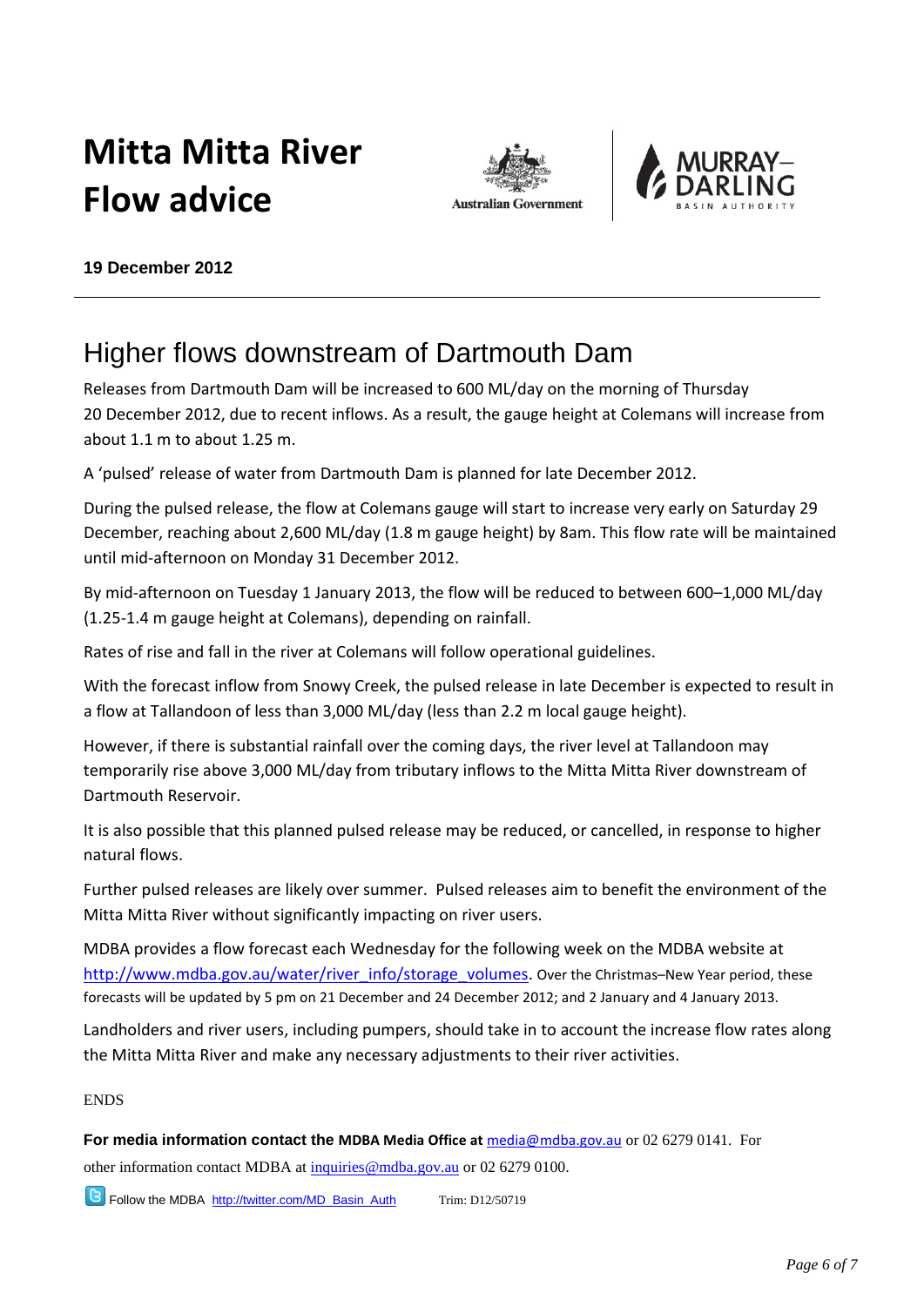# Mitta Mitta River Flow advice

**19 December 2012**

## Higher flows downstream of Dartmouth Dam

Releases from Dartmouth Dam will be increased to 600 ML/day on the morning of Thursday 20 December 2012, due to recent inflows. As a result, the gauge height at Colemans will increase from about 1.1 m to about 1.25 m.

A 'pulsed' release of water from Dartmouth Dam is planned for late December 2012.

During the pulsed release, the flow at Colemans gauge will start to increase very early on Saturday 29 December, reaching about 2,600 ML/day (1.8 m gauge height) by 8am. This flow rate will be maintained until mid-afternoon on Monday 31 December 2012.

By mid-afternoon on Tuesday 1 January 2013, the flow will be reduced to between 600–1,000 ML/day (1.25-1.4 m gauge height at Colemans), depending on rainfall.

Rates of rise and fall in the river at Colemans will follow operational guidelines.

With the forecast inflow from Snowy Creek, the pulsed release in late December is expected to result in a flow at Tallandoon of less than 3,000 ML/day (less than 2.2 m local gauge height).

However, if there is substantial rainfall over the coming days, the river level at Tallandoon may temporarily rise above 3,000 ML/day from tributary inflows to the Mitta Mitta River downstream of Dartmouth Reservoir.

It is also possible that this planned pulsed release may be reduced, or cancelled, in response to higher natural flows.

Further pulsed releases are likely over summer. Pulsed releases aim to benefit the environment of the Mitta Mitta River without significantly impacting on river users.

MDBA provides a flow forecast each Wednesday for the following week on the MDBA website at http://www.mdba.gov.au/water/river_info/storage_volumes. Over the Christmas–New Year period, these forecasts will be updated by 5 pm on 21 December and 24 December 2012; and 2 January and 4 January 2013.

Landholders and river users, including pumpers, should take in to account the increase flow rates along the Mitta Mitta River and make any necessary adjustments to their river activities.

ENDS

**For media information contact the MDBA Media Office at** media@mdba.gov.au or 02 6279 0141. For other information contact MDBA at inquiries@mdba.gov.au or 02 6279 0100.

Follow the MDBA http://twitter.com/MD_Basin_Auth Trim: D12/50719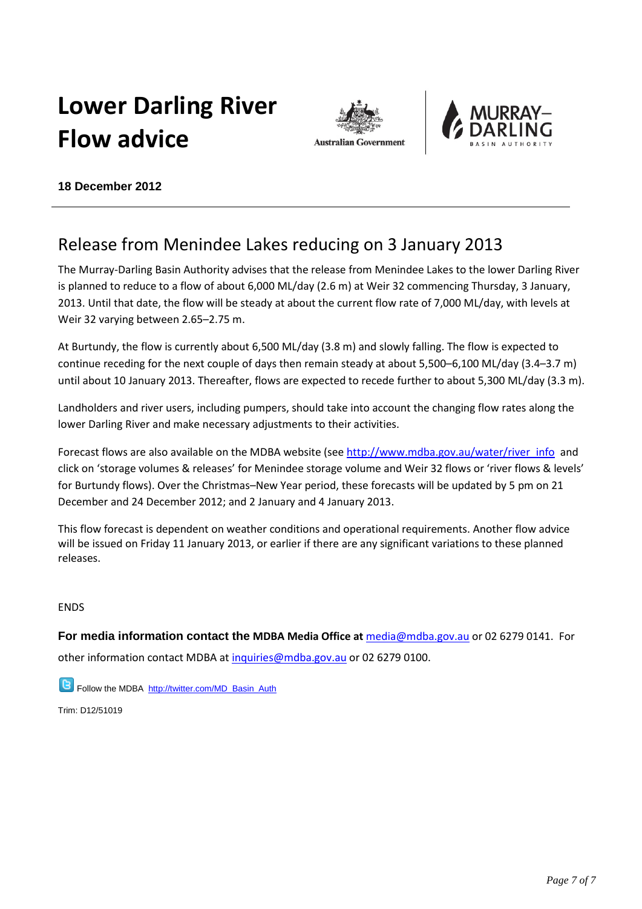# Lower Darling River Flow advice

**18 December 2012**

## Release from Menindee Lakes reducing on 3 January 2013

The Murray-Darling Basin Authority advises that the release from Menindee Lakes to the lower Darling River is planned to reduce to a flow of about 6,000 ML/day (2.6 m) at Weir 32 commencing Thursday, 3 January, 2013. Until that date, the flow will be steady at about the current flow rate of 7,000 ML/day, with levels at Weir 32 varying between 2.65–2.75 m.

At Burtundy, the flow is currently about 6,500 ML/day (3.8 m) and slowly falling. The flow is expected to continue receding for the next couple of days then remain steady at about 5,500–6,100 ML/day (3.4–3.7 m) until about 10 January 2013. Thereafter, flows are expected to recede further to about 5,300 ML/day (3.3 m).

Landholders and river users, including pumpers, should take into account the changing flow rates along the lower Darling River and make necessary adjustments to their activities.

Forecast flows are also available on the MDBA website (see http://www.mdba.gov.au/water/river_info and click on 'storage volumes & releases' for Menindee storage volume and Weir 32 flows or 'river flows & levels' for Burtundy flows). Over the Christmas–New Year period, these forecasts will be updated by 5 pm on 21 December and 24 December 2012; and 2 January and 4 January 2013.

This flow forecast is dependent on weather conditions and operational requirements. Another flow advice will be issued on Friday 11 January 2013, or earlier if there are any significant variations to these planned releases.

ENDS

**For media information contact the MDBA Media Office at** media@mdba.gov.au or 02 6279 0141. For other information contact MDBA at inquiries@mdba.gov.au or 02 6279 0100.

Follow the MDBA http://twitter.com/MD_Basin_Auth

Trim: D12/51019